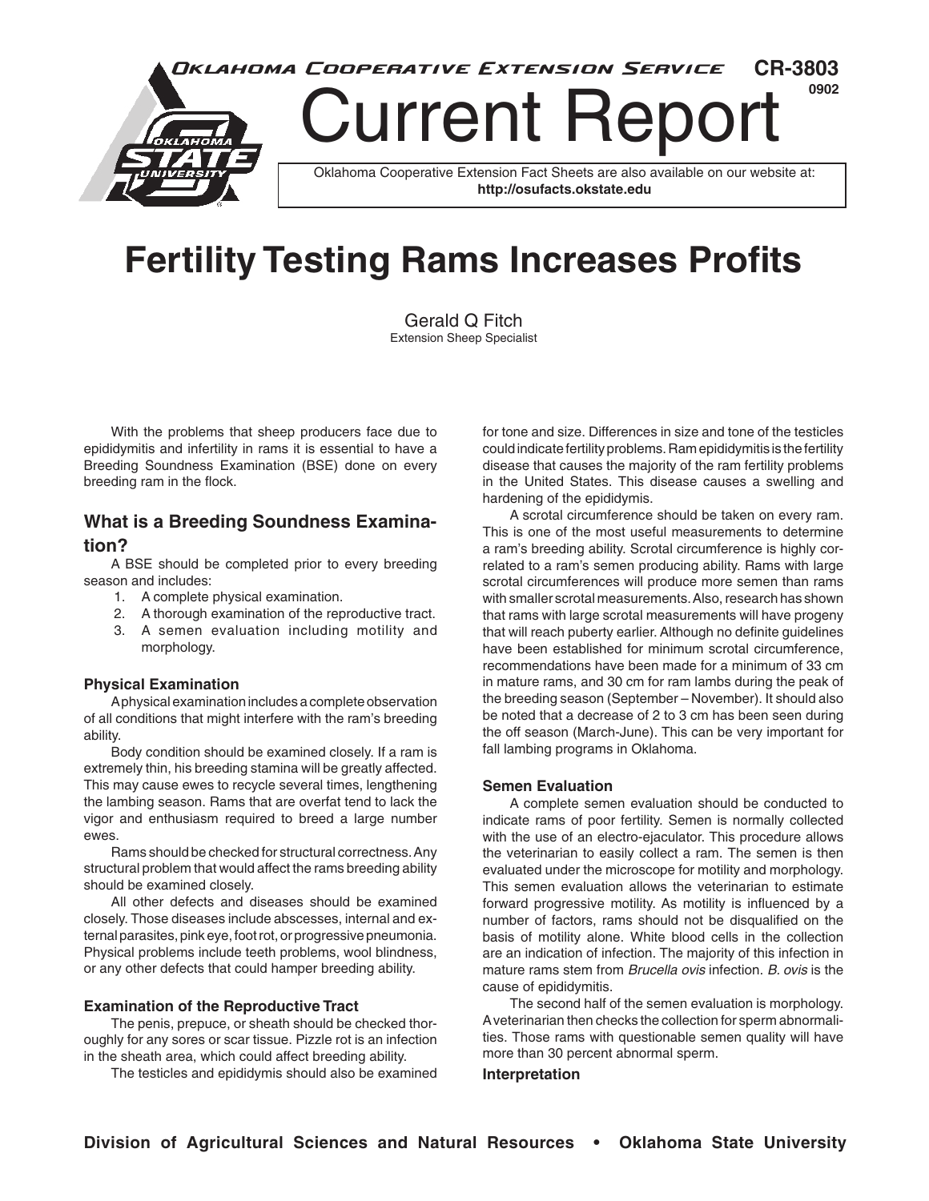Oklahoma Cooperative Extension Service CR-3803

0902

# Current Report

Oklahoma Cooperative Extension Fact Sheets are also available on our website at: **http://osufacts.okstate.edu**

# Fertility Testing Rams Increases Profits

Gerald Q Fitch
Extension Sheep Specialist

With the problems that sheep producers face due to epididymitis and infertility in rams it is essential to have a Breeding Soundness Examination (BSE) done on every breeding ram in the flock.

## What is a Breeding Soundness Examination?

A BSE should be completed prior to every breeding season and includes:

1. A complete physical examination.
2. A thorough examination of the reproductive tract.
3. A semen evaluation including motility and morphology.

### Physical Examination

A physical examination includes a complete observation of all conditions that might interfere with the ram's breeding ability.

Body condition should be examined closely. If a ram is extremely thin, his breeding stamina will be greatly affected. This may cause ewes to recycle several times, lengthening the lambing season. Rams that are overfat tend to lack the vigor and enthusiasm required to breed a large number ewes.

Rams should be checked for structural correctness. Any structural problem that would affect the rams breeding ability should be examined closely.

All other defects and diseases should be examined closely. Those diseases include abscesses, internal and external parasites, pink eye, foot rot, or progressive pneumonia. Physical problems include teeth problems, wool blindness, or any other defects that could hamper breeding ability.

### Examination of the Reproductive Tract

The penis, prepuce, or sheath should be checked thoroughly for any sores or scar tissue. Pizzle rot is an infection in the sheath area, which could affect breeding ability.

The testicles and epididymis should also be examined for tone and size. Differences in size and tone of the testicles could indicate fertility problems. Ram epididymitis is the fertility disease that causes the majority of the ram fertility problems in the United States. This disease causes a swelling and hardening of the epididymis.

A scrotal circumference should be taken on every ram. This is one of the most useful measurements to determine a ram's breeding ability. Scrotal circumference is highly correlated to a ram's semen producing ability. Rams with large scrotal circumferences will produce more semen than rams with smaller scrotal measurements. Also, research has shown that rams with large scrotal measurements will have progeny that will reach puberty earlier. Although no definite guidelines have been established for minimum scrotal circumference, recommendations have been made for a minimum of 33 cm in mature rams, and 30 cm for ram lambs during the peak of the breeding season (September – November). It should also be noted that a decrease of 2 to 3 cm has been seen during the off season (March-June). This can be very important for fall lambing programs in Oklahoma.

### Semen Evaluation

A complete semen evaluation should be conducted to indicate rams of poor fertility. Semen is normally collected with the use of an electro-ejaculator. This procedure allows the veterinarian to easily collect a ram. The semen is then evaluated under the microscope for motility and morphology. This semen evaluation allows the veterinarian to estimate forward progressive motility. As motility is influenced by a number of factors, rams should not be disqualified on the basis of motility alone. White blood cells in the collection are an indication of infection. The majority of this infection in mature rams stem from *Brucella ovis* infection. *B. ovis* is the cause of epididymitis.

The second half of the semen evaluation is morphology. A veterinarian then checks the collection for sperm abnormalities. Those rams with questionable semen quality will have more than 30 percent abnormal sperm.

### Interpretation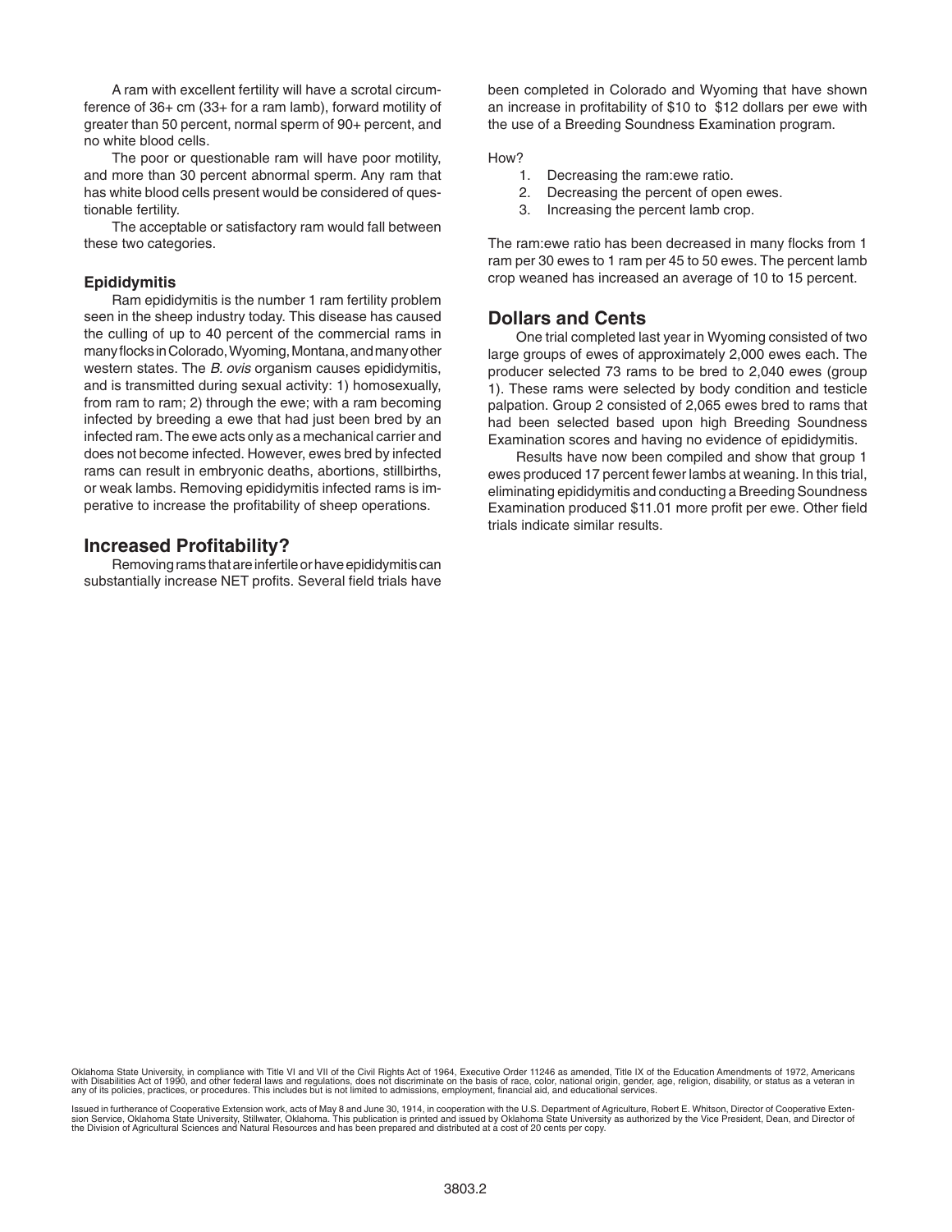A ram with excellent fertility will have a scrotal circumference of 36+ cm (33+ for a ram lamb), forward motility of greater than 50 percent, normal sperm of 90+ percent, and no white blood cells.

The poor or questionable ram will have poor motility, and more than 30 percent abnormal sperm. Any ram that has white blood cells present would be considered of questionable fertility.

The acceptable or satisfactory ram would fall between these two categories.

### Epididymitis

Ram epididymitis is the number 1 ram fertility problem seen in the sheep industry today. This disease has caused the culling of up to 40 percent of the commercial rams in many flocks in Colorado, Wyoming, Montana, and many other western states. The *B. ovis* organism causes epididymitis, and is transmitted during sexual activity: 1) homosexually, from ram to ram; 2) through the ewe; with a ram becoming infected by breeding a ewe that had just been bred by an infected ram. The ewe acts only as a mechanical carrier and does not become infected. However, ewes bred by infected rams can result in embryonic deaths, abortions, stillbirths, or weak lambs. Removing epididymitis infected rams is imperative to increase the profitability of sheep operations.

## Increased Profitability?

Removing rams that are infertile or have epididymitis can substantially increase NET profits. Several field trials have been completed in Colorado and Wyoming that have shown an increase in profitability of $10 to $12 dollars per ewe with the use of a Breeding Soundness Examination program.

How?

1. Decreasing the ram:ewe ratio.
2. Decreasing the percent of open ewes.
3. Increasing the percent lamb crop.

The ram:ewe ratio has been decreased in many flocks from 1 ram per 30 ewes to 1 ram per 45 to 50 ewes. The percent lamb crop weaned has increased an average of 10 to 15 percent.

## Dollars and Cents

One trial completed last year in Wyoming consisted of two large groups of ewes of approximately 2,000 ewes each. The producer selected 73 rams to be bred to 2,040 ewes (group 1). These rams were selected by body condition and testicle palpation. Group 2 consisted of 2,065 ewes bred to rams that had been selected based upon high Breeding Soundness Examination scores and having no evidence of epididymitis.

Results have now been compiled and show that group 1 ewes produced 17 percent fewer lambs at weaning. In this trial, eliminating epididymitis and conducting a Breeding Soundness Examination produced $11.01 more profit per ewe. Other field trials indicate similar results.

Oklahoma State University, in compliance with Title VI and VII of the Civil Rights Act of 1964, Executive Order 11246 as amended, Title IX of the Education Amendments of 1972, Americans with Disabilities Act of 1990, and other federal laws and regulations, does not discriminate on the basis of race, color, national origin, gender, age, religion, disability, or status as a veteran in any of its policies, practices, or procedures. This includes but is not limited to admissions, employment, financial aid, and educational services.

Issued in furtherance of Cooperative Extension work, acts of May 8 and June 30, 1914, in cooperation with the U.S. Department of Agriculture, Robert E. Whitson, Director of Cooperative Extension Service, Oklahoma State University, Stillwater, Oklahoma. This publication is printed and issued by Oklahoma State University as authorized by the Vice President, Dean, and Director of the Division of Agricultural Sciences and Natural Resources and has been prepared and distributed at a cost of 20 cents per copy.